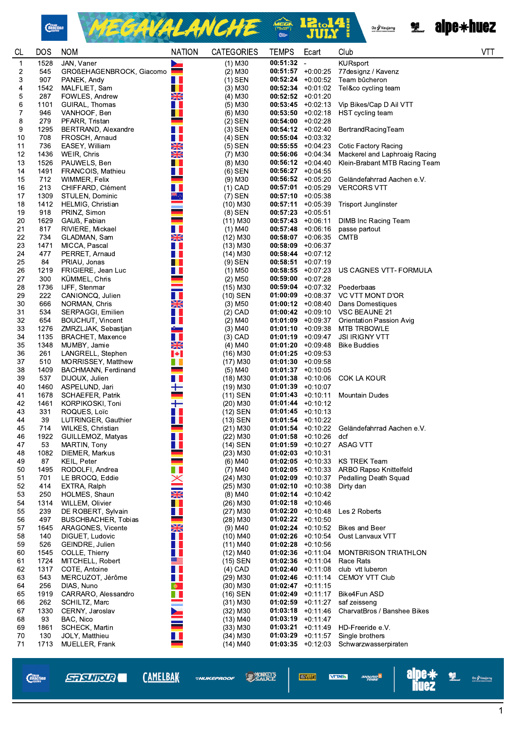| CL | DOS | NOM | NATION | CATEGORIES | TEMPS | Ecart | Club | VTT |
|---|---|---|---|---|---|---|---|---|
| 1 | 1528 | JAN, Vaner | | (1) M30 | 00:51:32 | - | KURsport | |
| 2 | 545 | GROßEHAGENBROCK, Giacomo | | (2) M30 | 00:51:57 | +0:00:25 | 77designz / Kavenz | |
| 3 | 907 | PANEK, Andy | | (1) SEN | 00:52:24 | +0:00:52 | Team bûcheron | |
| 4 | 1542 | MALFLIET, Sam | | (3) M30 | 00:52:34 | +0:01:02 | Tel&co cycling team | |
| 5 | 287 | FOWLES, Andrew | | (4) M30 | 00:52:52 | +0:01:20 | | |
| 6 | 1101 | GUIRAL, Thomas | | (5) M30 | 00:53:45 | +0:02:13 | Vip Bikes/Cap D Ail VTT | |
| 7 | 946 | VANHOOF, Ben | | (6) M30 | 00:53:50 | +0:02:18 | HST cycling team | |
| 8 | 279 | PFARR, Tristan | | (2) SEN | 00:54:00 | +0:02:28 | | |
| 9 | 1295 | BERTRAND, Alexandre | | (3) SEN | 00:54:12 | +0:02:40 | BertrandRacingTeam | |
| 10 | 708 | FROSCH, Arnaud | | (4) SEN | 00:55:04 | +0:03:32 | | |
| 11 | 736 | EASEY, William | | (5) SEN | 00:55:55 | +0:04:23 | Cotic Factory Racing | |
| 12 | 1436 | WEIR, Chris | | (7) M30 | 00:56:06 | +0:04:34 | Mackerel and Laphroaig Racing | |
| 13 | 1526 | PAUWELS, Ben | | (8) M30 | 00:56:12 | +0:04:40 | Klein-Brabant MTB Racing Team | |
| 14 | 1491 | FRANCOIS, Mathieu | | (6) SEN | 00:56:27 | +0:04:55 | | |
| 15 | 712 | WIMMER, Felix | | (9) M30 | 00:56:52 | +0:05:20 | Geländefahrrad Aachen e.V. | |
| 16 | 213 | CHIFFARD, Clément | | (1) CAD | 00:57:01 | +0:05:29 | VERCORS VTT | |
| 17 | 1309 | STULEN, Dominic | | (7) SEN | 00:57:10 | +0:05:38 | | |
| 18 | 1412 | HELMIG, Christian | | (10) M30 | 00:57:11 | +0:05:39 | Trisport Junglinster | |
| 19 | 918 | PRINZ, Simon | | (8) SEN | 00:57:23 | +0:05:51 | | |
| 20 | 1629 | GAUß, Fabian | | (11) M30 | 00:57:43 | +0:06:11 | DIMB Inc Racing Team | |
| 21 | 817 | RIVIERE, Mickael | | (1) M40 | 00:57:48 | +0:06:16 | passe partout | |
| 22 | 734 | GLADMAN, Sam | | (12) M30 | 00:58:07 | +0:06:35 | CMTB | |
| 23 | 1471 | MICCA, Pascal | | (13) M30 | 00:58:09 | +0:06:37 | | |
| 24 | 477 | PERRET, Arnaud | | (14) M30 | 00:58:44 | +0:07:12 | | |
| 25 | 84 | PRIAU, Jonas | | (9) SEN | 00:58:51 | +0:07:19 | | |
| 26 | 1219 | FRIGIERE, Jean Luc | | (1) M50 | 00:58:55 | +0:07:23 | US CAGNES VTT- FORMULA | |
| 27 | 300 | KÜMMEL, Chris | | (2) M50 | 00:59:00 | +0:07:28 | | |
| 28 | 1736 | IJFF, Stenmar | | (15) M30 | 00:59:04 | +0:07:32 | Poederbaas | |
| 29 | 222 | CANIONCQ, Julien | | (10) SEN | 01:00:09 | +0:08:37 | VC VTT MONT D'OR | |
| 30 | 666 | NORMAN, Chris | | (3) M50 | 01:00:12 | +0:08:40 | Dans Domestiques | |
| 31 | 534 | SERPAGGI, Emilien | | (2) CAD | 01:00:42 | +0:09:10 | VSC BEAUNE 21 | |
| 32 | 654 | BOUCHUT, Vincent | | (2) M40 | 01:01:09 | +0:09:37 | Orientation Passion Avig | |
| 33 | 1276 | ZMRZLJAK, Sebastjan | | (3) M40 | 01:01:10 | +0:09:38 | MTB TRBOWLE | |
| 34 | 1135 | BRACHET, Maxence | | (3) CAD | 01:01:19 | +0:09:47 | JSI IRIGNY VTT | |
| 35 | 1348 | MUMBY, Jamie | | (4) M40 | 01:01:20 | +0:09:48 | Bike Buddies | |
| 36 | 261 | LANGRELL, Stephen | | (16) M30 | 01:01:25 | +0:09:53 | | |
| 37 | 510 | MORRISSEY, Matthew | | (17) M30 | 01:01:30 | +0:09:58 | | |
| 38 | 1409 | BACHMANN, Ferdinand | | (5) M40 | 01:01:37 | +0:10:05 | | |
| 39 | 537 | DIJOUX, Julien | | (18) M30 | 01:01:38 | +0:10:06 | COK LA KOUR | |
| 40 | 1460 | ASPELUND, Jari | | (19) M30 | 01:01:39 | +0:10:07 | | |
| 41 | 1678 | SCHAEFER, Patrik | | (11) SEN | 01:01:43 | +0:10:11 | Mountain Dudes | |
| 42 | 1461 | KORPIKOSKI, Toni | | (20) M30 | 01:01:44 | +0:10:12 | | |
| 43 | 331 | ROQUES, Loïc | | (12) SEN | 01:01:45 | +0:10:13 | | |
| 44 | 39 | LUTRINGER, Gauthier | | (13) SEN | 01:01:54 | +0:10:22 | | |
| 45 | 714 | WILKES, Christian | | (21) M30 | 01:01:54 | +0:10:22 | Geländefahrrad Aachen e.V. | |
| 46 | 1922 | GUILLEMOZ, Matyas | | (22) M30 | 01:01:58 | +0:10:26 | dcf | |
| 47 | 53 | MARTIN, Tony | | (14) SEN | 01:01:59 | +0:10:27 | ASAG VTT | |
| 48 | 1082 | DIEMER, Markus | | (23) M30 | 01:02:03 | +0:10:31 | | |
| 49 | 87 | KEIL, Peter | | (6) M40 | 01:02:05 | +0:10:33 | KS TREK Team | |
| 50 | 1495 | RODOLFI, Andrea | | (7) M40 | 01:02:05 | +0:10:33 | ARBO Rapso Knittelfeld | |
| 51 | 701 | LE BROCQ, Eddie | | (24) M30 | 01:02:09 | +0:10:37 | Pedalling Death Squad | |
| 52 | 414 | EXTRA, Ralph | | (25) M30 | 01:02:10 | +0:10:38 | Dirty dan | |
| 53 | 250 | HOLMES, Shaun | | (8) M40 | 01:02:14 | +0:10:42 | | |
| 54 | 1314 | WILLEM, Olivier | | (26) M30 | 01:02:18 | +0:10:46 | | |
| 55 | 239 | DE ROBERT, Sylvain | | (27) M30 | 01:02:20 | +0:10:48 | Les 2 Roberts | |
| 56 | 497 | BUSCHBACHER, Tobias | | (28) M30 | 01:02:22 | +0:10:50 | | |
| 57 | 1645 | ARAGONES, Vicente | | (9) M40 | 01:02:24 | +0:10:52 | Bikes and Beer | |
| 58 | 140 | DIGUET, Ludovic | | (10) M40 | 01:02:26 | +0:10:54 | Oust Lanvaux VTT | |
| 59 | 526 | GEINDRE, Julien | | (11) M40 | 01:02:28 | +0:10:56 | | |
| 60 | 1545 | COLLE, Thierry | | (12) M40 | 01:02:36 | +0:11:04 | MONTBRISON TRIATHLON | |
| 61 | 1724 | MITCHELL, Robert | | (15) SEN | 01:02:36 | +0:11:04 | Race Rats | |
| 62 | 1317 | COTE, Antoine | | (4) CAD | 01:02:40 | +0:11:08 | club vtt luberon | |
| 63 | 543 | MERCUZOT, Jérôme | | (29) M30 | 01:02:46 | +0:11:14 | CEMOY VTT Club | |
| 64 | 256 | DIAS, Nuno | | (30) M30 | 01:02:47 | +0:11:15 | | |
| 65 | 1919 | CARRARO, Alessandro | | (16) SEN | 01:02:49 | +0:11:17 | Bike4Fun ASD | |
| 66 | 262 | SCHILTZ, Marc | | (31) M30 | 01:02:59 | +0:11:27 | saf zeisseng | |
| 67 | 1330 | CERNY, Jaroslav | | (32) M30 | 01:03:18 | +0:11:46 | CharvatBros / Banshee Bikes | |
| 68 | 93 | BAC, Nico | | (13) M40 | 01:03:19 | +0:11:47 | | |
| 69 | 1861 | SCHECK, Martin | | (33) M30 | 01:03:21 | +0:11:49 | HD-Freeride e.V. | |
| 70 | 130 | JOLY, Matthieu | | (34) M30 | 01:03:29 | +0:11:57 | Single brothers | |
| 71 | 1713 | MUELLER, Frank | | (14) M40 | 01:03:35 | +0:12:03 | Schwarzwasserpiraten | |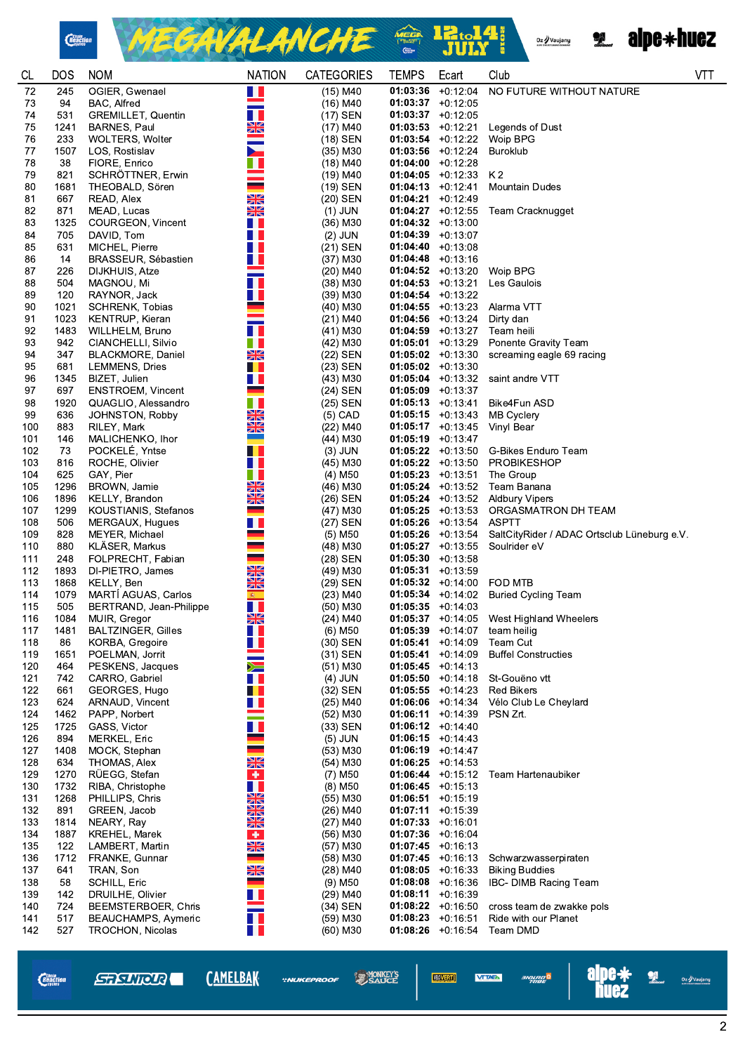| CL | DOS | NOM | NATION | CATEGORIES | TEMPS | Ecart | Club | VTT |
|---|---|---|---|---|---|---|---|---|
| 72 | 245 | OGIER, Gwenael | | (15) M40 | **01:03:36** | +0:12:04 | NO FUTURE WITHOUT NATURE | |
| 73 | 94 | BAC, Alfred | | (16) M40 | **01:03:37** | +0:12:05 | | |
| 74 | 531 | GREMILLET, Quentin | | (17) SEN | **01:03:37** | +0:12:05 | | |
| 75 | 1241 | BARNES, Paul | | (17) M40 | **01:03:53** | +0:12:21 | Legends of Dust | |
| 76 | 233 | WOLTERS, Wolter | | (18) SEN | **01:03:54** | +0:12:22 | Woip BPG | |
| 77 | 1507 | LOS, Rostislav | | (35) M30 | **01:03:56** | +0:12:24 | Buroklub | |
| 78 | 38 | FIORE, Enrico | | (18) M40 | **01:04:00** | +0:12:28 | | |
| 79 | 821 | SCHRÖTTNER, Erwin | | (19) M40 | **01:04:05** | +0:12:33 | K 2 | |
| 80 | 1681 | THEOBALD, Sören | | (19) SEN | **01:04:13** | +0:12:41 | Mountain Dudes | |
| 81 | 667 | READ, Alex | | (20) SEN | **01:04:21** | +0:12:49 | | |
| 82 | 871 | MEAD, Lucas | | (1) JUN | **01:04:27** | +0:12:55 | Team Cracknugget | |
| 83 | 1325 | COURGEON, Vincent | | (36) M30 | **01:04:32** | +0:13:00 | | |
| 84 | 705 | DAVID, Tom | | (2) JUN | **01:04:39** | +0:13:07 | | |
| 85 | 631 | MICHEL, Pierre | | (21) SEN | **01:04:40** | +0:13:08 | | |
| 86 | 14 | BRASSEUR, Sébastien | | (37) M30 | **01:04:48** | +0:13:16 | | |
| 87 | 226 | DIJKHUIS, Atze | | (20) M40 | **01:04:52** | +0:13:20 | Woip BPG | |
| 88 | 504 | MAGNOU, Mi | | (38) M30 | **01:04:53** | +0:13:21 | Les Gaulois | |
| 89 | 120 | RAYNOR, Jack | | (39) M30 | **01:04:54** | +0:13:22 | | |
| 90 | 1021 | SCHRENK, Tobias | | (40) M30 | **01:04:55** | +0:13:23 | Alarma VTT | |
| 91 | 1023 | KENTRUP, Kieran | | (21) M40 | **01:04:56** | +0:13:24 | Dirty dan | |
| 92 | 1483 | WILLHELM, Bruno | | (41) M30 | **01:04:59** | +0:13:27 | Team heili | |
| 93 | 942 | CIANCHELLI, Silvio | | (42) M30 | **01:05:01** | +0:13:29 | Ponente Gravity Team | |
| 94 | 347 | BLACKMORE, Daniel | | (22) SEN | **01:05:02** | +0:13:30 | screaming eagle 69 racing | |
| 95 | 681 | LEMMENS, Dries | | (23) SEN | **01:05:02** | +0:13:30 | | |
| 96 | 1345 | BIZET, Julien | | (43) M30 | **01:05:04** | +0:13:32 | saint andre VTT | |
| 97 | 697 | ENSTROEM, Vincent | | (24) SEN | **01:05:09** | +0:13:37 | | |
| 98 | 1920 | QUAGLIO, Alessandro | | (25) SEN | **01:05:13** | +0:13:41 | Bike4Fun ASD | |
| 99 | 636 | JOHNSTON, Robby | | (5) CAD | **01:05:15** | +0:13:43 | MB Cyclery | |
| 100 | 883 | RILEY, Mark | | (22) M40 | **01:05:17** | +0:13:45 | Vinyl Bear | |
| 101 | 146 | MALICHENKO, Ihor | | (44) M30 | **01:05:19** | +0:13:47 | | |
| 102 | 73 | POCKELÉ, Yntse | | (3) JUN | **01:05:22** | +0:13:50 | G-Bikes Enduro Team | |
| 103 | 816 | ROCHE, Olivier | | (45) M30 | **01:05:22** | +0:13:50 | PROBIKESHOP | |
| 104 | 625 | GAY, Pier | | (4) M50 | **01:05:23** | +0:13:51 | The Group | |
| 105 | 1296 | BROWN, Jamie | | (46) M30 | **01:05:24** | +0:13:52 | Team Banana | |
| 106 | 1896 | KELLY, Brandon | | (26) SEN | **01:05:24** | +0:13:52 | Aldbury Vipers | |
| 107 | 1299 | KOUSTIANIS, Stefanos | | (47) M30 | **01:05:25** | +0:13:53 | ORGASMATRON DH TEAM | |
| 108 | 506 | MERGAUX, Hugues | | (27) SEN | **01:05:26** | +0:13:54 | ASPTT | |
| 109 | 828 | MEYER, Michael | | (5) M50 | **01:05:26** | +0:13:54 | SaltCityRider / ADAC Ortsclub Lüneburg e.V. | |
| 110 | 880 | KLÄSER, Markus | | (48) M30 | **01:05:27** | +0:13:55 | Soulrider eV | |
| 111 | 248 | FOLPRECHT, Fabian | | (28) SEN | **01:05:30** | +0:13:58 | | |
| 112 | 1893 | DI-PIETRO, James | | (49) M30 | **01:05:31** | +0:13:59 | | |
| 113 | 1868 | KELLY, Ben | | (29) SEN | **01:05:32** | +0:14:00 | FOD MTB | |
| 114 | 1079 | MARTÍ AGUAS, Carlos | | (23) M40 | **01:05:34** | +0:14:02 | Buried Cycling Team | |
| 115 | 505 | BERTRAND, Jean-Philippe | | (50) M30 | **01:05:35** | +0:14:03 | | |
| 116 | 1084 | MUIR, Gregor | | (24) M40 | **01:05:37** | +0:14:05 | West Highland Wheelers | |
| 117 | 1481 | BALTZINGER, Gilles | | (6) M50 | **01:05:39** | +0:14:07 | team heilig | |
| 118 | 86 | KORBA, Gregoire | | (30) SEN | **01:05:41** | +0:14:09 | Team Cut | |
| 119 | 1651 | POELMAN, Jorrit | | (31) SEN | **01:05:41** | +0:14:09 | Buffel Constructies | |
| 120 | 464 | PESKENS, Jacques | | (51) M30 | **01:05:45** | +0:14:13 | | |
| 121 | 742 | CARRO, Gabriel | | (4) JUN | **01:05:50** | +0:14:18 | St-Gouëno vtt | |
| 122 | 661 | GEORGES, Hugo | | (32) SEN | **01:05:55** | +0:14:23 | Red Bikers | |
| 123 | 624 | ARNAUD, Vincent | | (25) M40 | **01:06:06** | +0:14:34 | Vélo Club Le Cheylard | |
| 124 | 1462 | PAPP, Norbert | | (52) M30 | **01:06:11** | +0:14:39 | PSN Zrt. | |
| 125 | 1725 | GASS, Victor | | (33) SEN | **01:06:12** | +0:14:40 | | |
| 126 | 894 | MERKEL, Eric | | (5) JUN | **01:06:15** | +0:14:43 | | |
| 127 | 1408 | MOCK, Stephan | | (53) M30 | **01:06:19** | +0:14:47 | | |
| 128 | 634 | THOMAS, Alex | | (54) M30 | **01:06:25** | +0:14:53 | | |
| 129 | 1270 | RÜEGG, Stefan | | (7) M50 | **01:06:44** | +0:15:12 | Team Hartenaubiker | |
| 130 | 1732 | RIBA, Christophe | | (8) M50 | **01:06:45** | +0:15:13 | | |
| 131 | 1268 | PHILLIPS, Chris | | (55) M30 | **01:06:51** | +0:15:19 | | |
| 132 | 891 | GREEN, Jacob | | (26) M40 | **01:07:11** | +0:15:39 | | |
| 133 | 1814 | NEARY, Ray | | (27) M40 | **01:07:33** | +0:16:01 | | |
| 134 | 1887 | KREHEL, Marek | | (56) M30 | **01:07:36** | +0:16:04 | | |
| 135 | 122 | LAMBERT, Martin | | (57) M30 | **01:07:45** | +0:16:13 | | |
| 136 | 1712 | FRANKE, Gunnar | | (58) M30 | **01:07:45** | +0:16:13 | Schwarzwasserpiraten | |
| 137 | 641 | TRAN, Son | | (28) M40 | **01:08:05** | +0:16:33 | Biking Buddies | |
| 138 | 58 | SCHILL, Eric | | (9) M50 | **01:08:08** | +0:16:36 | IBC- DIMB Racing Team | |
| 139 | 142 | DRUILHE, Olivier | | (29) M40 | **01:08:11** | +0:16:39 | | |
| 140 | 724 | BEEMSTERBOER, Chris | | (34) SEN | **01:08:22** | +0:16:50 | cross team de zwakke pols | |
| 141 | 517 | BEAUCHAMPS, Aymeric | | (59) M30 | **01:08:23** | +0:16:51 | Ride with our Planet | |
| 142 | 527 | TROCHON, Nicolas | | (60) M30 | **01:08:26** | +0:16:54 | Team DMD | |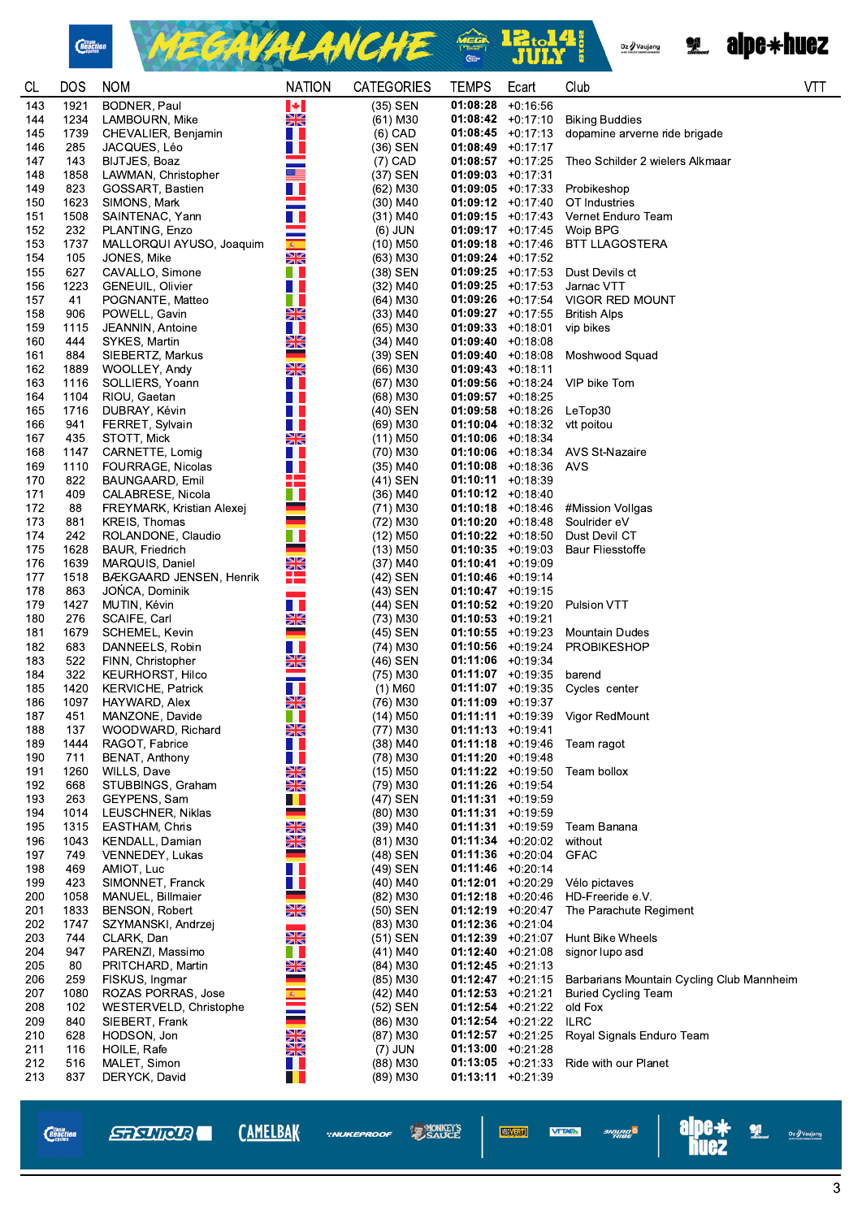| CL | DOS | NOM | NATION | CATEGORIES | TEMPS | Ecart | Club | VTT |
|---|---|---|---|---|---|---|---|---|
| 143 | 1921 | BODNER, Paul | | (35) SEN | 01:08:28 | +0:16:56 | | |
| 144 | 1234 | LAMBOURN, Mike | | (61) M30 | 01:08:42 | +0:17:10 | Biking Buddies | |
| 145 | 1739 | CHEVALIER, Benjamin | | (6) CAD | 01:08:45 | +0:17:13 | dopamine arverne ride brigade | |
| 146 | 285 | JACQUES, Léo | | (36) SEN | 01:08:49 | +0:17:17 | | |
| 147 | 143 | BIJTJES, Boaz | | (7) CAD | 01:08:57 | +0:17:25 | Theo Schilder 2 wielers Alkmaar | |
| 148 | 1858 | LAWMAN, Christopher | | (37) SEN | 01:09:03 | +0:17:31 | | |
| 149 | 823 | GOSSART, Bastien | | (62) M30 | 01:09:05 | +0:17:33 | Probikeshop | |
| 150 | 1623 | SIMONS, Mark | | (30) M40 | 01:09:12 | +0:17:40 | OT Industries | |
| 151 | 1508 | SAINTENAC, Yann | | (31) M40 | 01:09:15 | +0:17:43 | Vernet Enduro Team | |
| 152 | 232 | PLANTING, Enzo | | (6) JUN | 01:09:17 | +0:17:45 | Woip BPG | |
| 153 | 1737 | MALLORQUI AYUSO, Joaquim | | (10) M50 | 01:09:18 | +0:17:46 | BTT LLAGOSTERA | |
| 154 | 105 | JONES, Mike | | (63) M30 | 01:09:24 | +0:17:52 | | |
| 155 | 627 | CAVALLO, Simone | | (38) SEN | 01:09:25 | +0:17:53 | Dust Devils ct | |
| 156 | 1223 | GENEUIL, Olivier | | (32) M40 | 01:09:25 | +0:17:53 | Jarnac VTT | |
| 157 | 41 | POGNANTE, Matteo | | (64) M30 | 01:09:26 | +0:17:54 | VIGOR RED MOUNT | |
| 158 | 906 | POWELL, Gavin | | (33) M40 | 01:09:27 | +0:17:55 | British Alps | |
| 159 | 1115 | JEANNIN, Antoine | | (65) M30 | 01:09:33 | +0:18:01 | vip bikes | |
| 160 | 444 | SYKES, Martin | | (34) M40 | 01:09:40 | +0:18:08 | | |
| 161 | 884 | SIEBERTZ, Markus | | (39) SEN | 01:09:40 | +0:18:08 | Moshwood Squad | |
| 162 | 1889 | WOOLLEY, Andy | | (66) M30 | 01:09:43 | +0:18:11 | | |
| 163 | 1116 | SOLLIERS, Yoann | | (67) M30 | 01:09:56 | +0:18:24 | VIP bike Tom | |
| 164 | 1104 | RIOU, Gaetan | | (68) M30 | 01:09:57 | +0:18:25 | | |
| 165 | 1716 | DUBRAY, Kévin | | (40) SEN | 01:09:58 | +0:18:26 | LeTop30 | |
| 166 | 941 | FERRET, Sylvain | | (69) M30 | 01:10:04 | +0:18:32 | vtt poitou | |
| 167 | 435 | STOTT, Mick | | (11) M50 | 01:10:06 | +0:18:34 | | |
| 168 | 1147 | CARNETTE, Lomig | | (70) M30 | 01:10:06 | +0:18:34 | AVS St-Nazaire | |
| 169 | 1110 | FOURRAGE, Nicolas | | (35) M40 | 01:10:08 | +0:18:36 | AVS | |
| 170 | 822 | BAUNGAARD, Emil | | (41) SEN | 01:10:11 | +0:18:39 | | |
| 171 | 409 | CALABRESE, Nicola | | (36) M40 | 01:10:12 | +0:18:40 | | |
| 172 | 88 | FREYMARK, Kristian Alexej | | (71) M30 | 01:10:18 | +0:18:46 | #Mission Vollgas | |
| 173 | 881 | KREIS, Thomas | | (72) M30 | 01:10:20 | +0:18:48 | Soulrider eV | |
| 174 | 242 | ROLANDONE, Claudio | | (12) M50 | 01:10:22 | +0:18:50 | Dust Devil CT | |
| 175 | 1628 | BAUR, Friedrich | | (13) M50 | 01:10:35 | +0:19:03 | Baur Fliesstoffe | |
| 176 | 1639 | MARQUIS, Daniel | | (37) M40 | 01:10:41 | +0:19:09 | | |
| 177 | 1518 | BÆKGAARD JENSEN, Henrik | | (42) SEN | 01:10:46 | +0:19:14 | | |
| 178 | 863 | JOŃCA, Dominik | | (43) SEN | 01:10:47 | +0:19:15 | | |
| 179 | 1427 | MUTIN, Kévin | | (44) SEN | 01:10:52 | +0:19:20 | Pulsion VTT | |
| 180 | 276 | SCAIFE, Carl | | (73) M30 | 01:10:53 | +0:19:21 | | |
| 181 | 1679 | SCHEMEL, Kevin | | (45) SEN | 01:10:55 | +0:19:23 | Mountain Dudes | |
| 182 | 683 | DANNEELS, Robin | | (74) M30 | 01:10:56 | +0:19:24 | PROBIKESHOP | |
| 183 | 522 | FINN, Christopher | | (46) SEN | 01:11:06 | +0:19:34 | | |
| 184 | 322 | KEURHORST, Hilco | | (75) M30 | 01:11:07 | +0:19:35 | barend | |
| 185 | 1420 | KERVICHE, Patrick | | (1) M60 | 01:11:07 | +0:19:35 | Cycles center | |
| 186 | 1097 | HAYWARD, Alex | | (76) M30 | 01:11:09 | +0:19:37 | | |
| 187 | 451 | MANZONE, Davide | | (14) M50 | 01:11:11 | +0:19:39 | Vigor RedMount | |
| 188 | 137 | WOODWARD, Richard | | (77) M30 | 01:11:13 | +0:19:41 | | |
| 189 | 1444 | RAGOT, Fabrice | | (38) M40 | 01:11:18 | +0:19:46 | Team ragot | |
| 190 | 711 | BENAT, Anthony | | (78) M30 | 01:11:20 | +0:19:48 | | |
| 191 | 1260 | WILLS, Dave | | (15) M50 | 01:11:22 | +0:19:50 | Team bollox | |
| 192 | 668 | STUBBINGS, Graham | | (79) M30 | 01:11:26 | +0:19:54 | | |
| 193 | 263 | GEYPENS, Sam | | (47) SEN | 01:11:31 | +0:19:59 | | |
| 194 | 1014 | LEUSCHNER, Niklas | | (80) M30 | 01:11:31 | +0:19:59 | | |
| 195 | 1315 | EASTHAM, Chris | | (39) M40 | 01:11:31 | +0:19:59 | Team Banana | |
| 196 | 1043 | KENDALL, Damian | | (81) M30 | 01:11:34 | +0:20:02 | without | |
| 197 | 749 | VENNEDEY, Lukas | | (48) SEN | 01:11:36 | +0:20:04 | GFAC | |
| 198 | 469 | AMIOT, Luc | | (49) SEN | 01:11:46 | +0:20:14 | | |
| 199 | 423 | SIMONNET, Franck | | (40) M40 | 01:12:01 | +0:20:29 | Vélo pictaves | |
| 200 | 1058 | MANUEL, Billmaier | | (82) M30 | 01:12:18 | +0:20:46 | HD-Freeride e.V. | |
| 201 | 1833 | BENSON, Robert | | (50) SEN | 01:12:19 | +0:20:47 | The Parachute Regiment | |
| 202 | 1747 | SZYMANSKI, Andrzej | | (83) M30 | 01:12:36 | +0:21:04 | | |
| 203 | 744 | CLARK, Dan | | (51) SEN | 01:12:39 | +0:21:07 | Hunt Bike Wheels | |
| 204 | 947 | PARENZI, Massimo | | (41) M40 | 01:12:40 | +0:21:08 | signor lupo asd | |
| 205 | 80 | PRITCHARD, Martin | | (84) M30 | 01:12:45 | +0:21:13 | | |
| 206 | 259 | FISKUS, Ingmar | | (85) M30 | 01:12:47 | +0:21:15 | Barbarians Mountain Cycling Club Mannheim | |
| 207 | 1080 | ROZAS PORRAS, Jose | | (42) M40 | 01:12:53 | +0:21:21 | Buried Cycling Team | |
| 208 | 102 | WESTERVELD, Christophe | | (52) SEN | 01:12:54 | +0:21:22 | old Fox | |
| 209 | 840 | SIEBERT, Frank | | (86) M30 | 01:12:54 | +0:21:22 | ILRC | |
| 210 | 628 | HODSON, Jon | | (87) M30 | 01:12:57 | +0:21:25 | Royal Signals Enduro Team | |
| 211 | 116 | HOILE, Rafe | | (7) JUN | 01:13:00 | +0:21:28 | | |
| 212 | 516 | MALET, Simon | | (88) M30 | 01:13:05 | +0:21:33 | Ride with our Planet | |
| 213 | 837 | DERYCK, David | | (89) M30 | 01:13:11 | +0:21:39 | | |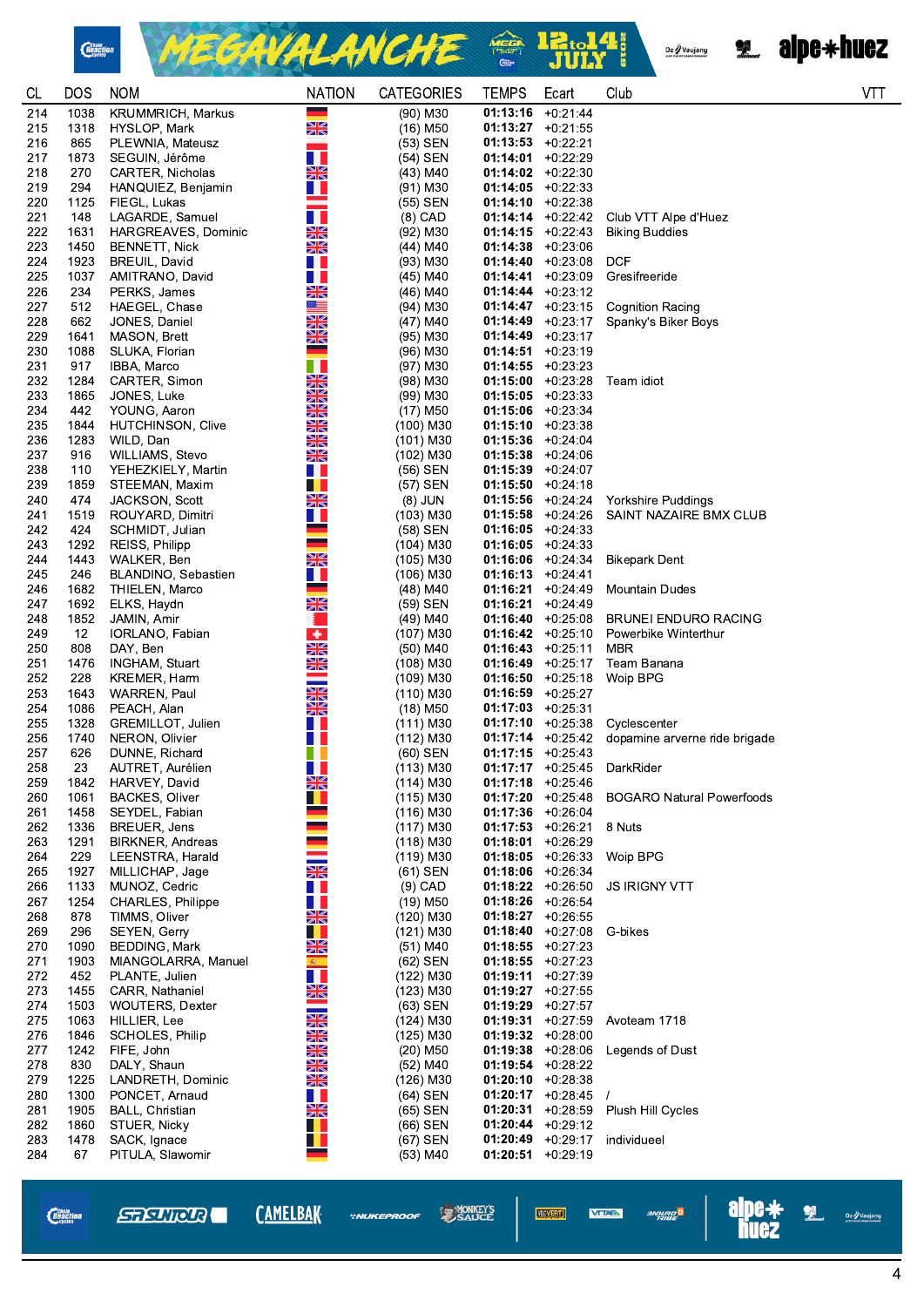| CL | DOS | NOM | NATION | CATEGORIES | TEMPS | Ecart | Club | VTT |
|---|---|---|---|---|---|---|---|---|
| 214 | 1038 | KRUMMRICH, Markus | | (90) M30 | 01:13:16 | +0:21:44 | | |
| 215 | 1318 | HYSLOP, Mark | | (16) M50 | 01:13:27 | +0:21:55 | | |
| 216 | 865 | PLEWNIA, Mateusz | | (53) SEN | 01:13:53 | +0:22:21 | | |
| 217 | 1873 | SEGUIN, Jérôme | | (54) SEN | 01:14:01 | +0:22:29 | | |
| 218 | 270 | CARTER, Nicholas | | (43) M40 | 01:14:02 | +0:22:30 | | |
| 219 | 294 | HANQUIEZ, Benjamin | | (91) M30 | 01:14:05 | +0:22:33 | | |
| 220 | 1125 | FIEGL, Lukas | | (55) SEN | 01:14:10 | +0:22:38 | | |
| 221 | 148 | LAGARDE, Samuel | | (8) CAD | 01:14:14 | +0:22:42 | Club VTT Alpe d'Huez | |
| 222 | 1631 | HARGREAVES, Dominic | | (92) M30 | 01:14:15 | +0:22:43 | Biking Buddies | |
| 223 | 1450 | BENNETT, Nick | | (44) M40 | 01:14:38 | +0:23:06 | | |
| 224 | 1923 | BREUIL, David | | (93) M30 | 01:14:40 | +0:23:08 | DCF | |
| 225 | 1037 | AMITRANO, David | | (45) M40 | 01:14:41 | +0:23:09 | Gresifreeride | |
| 226 | 234 | PERKS, James | | (46) M40 | 01:14:44 | +0:23:12 | | |
| 227 | 512 | HAEGEL, Chase | | (94) M30 | 01:14:47 | +0:23:15 | Cognition Racing | |
| 228 | 662 | JONES, Daniel | | (47) M40 | 01:14:49 | +0:23:17 | Spanky's Biker Boys | |
| 229 | 1641 | MASON, Brett | | (95) M30 | 01:14:49 | +0:23:17 | | |
| 230 | 1088 | SLUKA, Florian | | (96) M30 | 01:14:51 | +0:23:19 | | |
| 231 | 917 | IBBA, Marco | | (97) M30 | 01:14:55 | +0:23:23 | | |
| 232 | 1284 | CARTER, Simon | | (98) M30 | 01:15:00 | +0:23:28 | Team idiot | |
| 233 | 1865 | JONES, Luke | | (99) M30 | 01:15:05 | +0:23:33 | | |
| 234 | 442 | YOUNG, Aaron | | (17) M50 | 01:15:06 | +0:23:34 | | |
| 235 | 1844 | HUTCHINSON, Clive | | (100) M30 | 01:15:10 | +0:23:38 | | |
| 236 | 1283 | WILD, Dan | | (101) M30 | 01:15:36 | +0:24:04 | | |
| 237 | 916 | WILLIAMS, Stevo | | (102) M30 | 01:15:38 | +0:24:06 | | |
| 238 | 110 | YEHEZKIELY, Martin | | (56) SEN | 01:15:39 | +0:24:07 | | |
| 239 | 1859 | STEEMAN, Maxim | | (57) SEN | 01:15:50 | +0:24:18 | | |
| 240 | 474 | JACKSON, Scott | | (8) JUN | 01:15:56 | +0:24:24 | Yorkshire Puddings | |
| 241 | 1519 | ROUYARD, Dimitri | | (103) M30 | 01:15:58 | +0:24:26 | SAINT NAZAIRE BMX CLUB | |
| 242 | 424 | SCHMIDT, Julian | | (58) SEN | 01:16:05 | +0:24:33 | | |
| 243 | 1292 | REISS, Philipp | | (104) M30 | 01:16:05 | +0:24:33 | | |
| 244 | 1443 | WALKER, Ben | | (105) M30 | 01:16:06 | +0:24:34 | Bikepark Dent | |
| 245 | 246 | BLANDINO, Sebastien | | (106) M30 | 01:16:13 | +0:24:41 | | |
| 246 | 1682 | THIELEN, Marco | | (48) M40 | 01:16:21 | +0:24:49 | Mountain Dudes | |
| 247 | 1692 | ELKS, Haydn | | (59) SEN | 01:16:21 | +0:24:49 | | |
| 248 | 1852 | JAMIN, Amir | | (49) M40 | 01:16:40 | +0:25:08 | BRUNEI ENDURO RACING | |
| 249 | 12 | IORLANO, Fabian | | (107) M30 | 01:16:42 | +0:25:10 | Powerbike Winterthur | |
| 250 | 808 | DAY, Ben | | (50) M40 | 01:16:43 | +0:25:11 | MBR | |
| 251 | 1476 | INGHAM, Stuart | | (108) M30 | 01:16:49 | +0:25:17 | Team Banana | |
| 252 | 228 | KREMER, Harm | | (109) M30 | 01:16:50 | +0:25:18 | Woip BPG | |
| 253 | 1643 | WARREN, Paul | | (110) M30 | 01:16:59 | +0:25:27 | | |
| 254 | 1086 | PEACH, Alan | | (18) M50 | 01:17:03 | +0:25:31 | | |
| 255 | 1328 | GREMILLOT, Julien | | (111) M30 | 01:17:10 | +0:25:38 | Cyclescenter | |
| 256 | 1740 | NERON, Olivier | | (112) M30 | 01:17:14 | +0:25:42 | dopamine arverne ride brigade | |
| 257 | 626 | DUNNE, Richard | | (60) SEN | 01:17:15 | +0:25:43 | | |
| 258 | 23 | AUTRET, Aurélien | | (113) M30 | 01:17:17 | +0:25:45 | DarkRider | |
| 259 | 1842 | HARVEY, David | | (114) M30 | 01:17:18 | +0:25:46 | | |
| 260 | 1061 | BACKES, Oliver | | (115) M30 | 01:17:20 | +0:25:48 | BOGARO Natural Powerfoods | |
| 261 | 1458 | SEYDEL, Fabian | | (116) M30 | 01:17:36 | +0:26:04 | | |
| 262 | 1336 | BREUER, Jens | | (117) M30 | 01:17:53 | +0:26:21 | 8 Nuts | |
| 263 | 1291 | BIRKNER, Andreas | | (118) M30 | 01:18:01 | +0:26:29 | | |
| 264 | 229 | LEENSTRA, Harald | | (119) M30 | 01:18:05 | +0:26:33 | Woip BPG | |
| 265 | 1927 | MILLICHAP, Jage | | (61) SEN | 01:18:06 | +0:26:34 | | |
| 266 | 1133 | MUNOZ, Cedric | | (9) CAD | 01:18:22 | +0:26:50 | JS IRIGNY VTT | |
| 267 | 1254 | CHARLES, Philippe | | (19) M50 | 01:18:26 | +0:26:54 | | |
| 268 | 878 | TIMMS, Oliver | | (120) M30 | 01:18:27 | +0:26:55 | | |
| 269 | 296 | SEYEN, Gerry | | (121) M30 | 01:18:40 | +0:27:08 | G-bikes | |
| 270 | 1090 | BEDDING, Mark | | (51) M40 | 01:18:55 | +0:27:23 | | |
| 271 | 1903 | MIANGOLARRA, Manuel | | (62) SEN | 01:18:55 | +0:27:23 | | |
| 272 | 452 | PLANTE, Julien | | (122) M30 | 01:19:11 | +0:27:39 | | |
| 273 | 1455 | CARR, Nathaniel | | (123) M30 | 01:19:27 | +0:27:55 | | |
| 274 | 1503 | WOUTERS, Dexter | | (63) SEN | 01:19:29 | +0:27:57 | | |
| 275 | 1063 | HILLIER, Lee | | (124) M30 | 01:19:31 | +0:27:59 | Avoteam 1718 | |
| 276 | 1846 | SCHOLES, Philip | | (125) M30 | 01:19:32 | +0:28:00 | | |
| 277 | 1242 | FIFE, John | | (20) M50 | 01:19:38 | +0:28:06 | Legends of Dust | |
| 278 | 830 | DALY, Shaun | | (52) M40 | 01:19:54 | +0:28:22 | | |
| 279 | 1225 | LANDRETH, Dominic | | (126) M30 | 01:20:10 | +0:28:38 | | |
| 280 | 1300 | PONCET, Arnaud | | (64) SEN | 01:20:17 | +0:28:45 | / | |
| 281 | 1905 | BALL, Christian | | (65) SEN | 01:20:31 | +0:28:59 | Plush Hill Cycles | |
| 282 | 1860 | STUER, Nicky | | (66) SEN | 01:20:44 | +0:29:12 | | |
| 283 | 1478 | SACK, Ignace | | (67) SEN | 01:20:49 | +0:29:17 | individueel | |
| 284 | 67 | PITULA, Slawomir | | (53) M40 | 01:20:51 | +0:29:19 | | |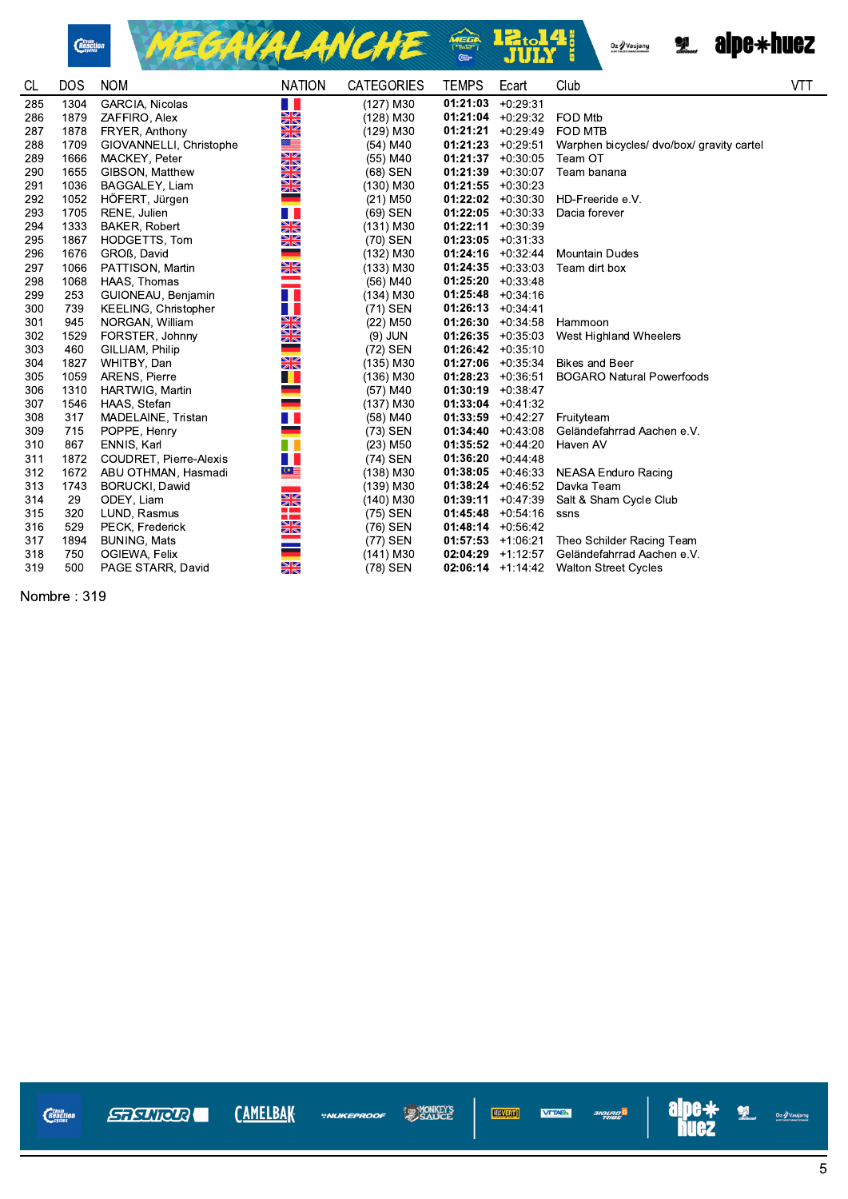| CL | DOS | NOM | NATION | CATEGORIES | TEMPS | Ecart | Club | VTT |
|---|---|---|---|---|---|---|---|---|
| 285 | 1304 | GARCIA, Nicolas | | (127) M30 | **01:21:03** | +0:29:31 | | |
| 286 | 1879 | ZAFFIRO, Alex | | (128) M30 | **01:21:04** | +0:29:32 | FOD Mtb | |
| 287 | 1878 | FRYER, Anthony | | (129) M30 | **01:21:21** | +0:29:49 | FOD MTB | |
| 288 | 1709 | GIOVANNELLI, Christophe | | (54) M40 | **01:21:23** | +0:29:51 | Warphen bicycles/ dvo/box/ gravity cartel | |
| 289 | 1666 | MACKEY, Peter | | (55) M40 | **01:21:37** | +0:30:05 | Team OT | |
| 290 | 1655 | GIBSON, Matthew | | (68) SEN | **01:21:39** | +0:30:07 | Team banana | |
| 291 | 1036 | BAGGALEY, Liam | | (130) M30 | **01:21:55** | +0:30:23 | | |
| 292 | 1052 | HÖFERT, Jürgen | | (21) M50 | **01:22:02** | +0:30:30 | HD-Freeride e.V. | |
| 293 | 1705 | RENE, Julien | | (69) SEN | **01:22:05** | +0:30:33 | Dacia forever | |
| 294 | 1333 | BAKER, Robert | | (131) M30 | **01:22:11** | +0:30:39 | | |
| 295 | 1867 | HODGETTS, Tom | | (70) SEN | **01:23:05** | +0:31:33 | | |
| 296 | 1676 | GROß, David | | (132) M30 | **01:24:16** | +0:32:44 | Mountain Dudes | |
| 297 | 1066 | PATTISON, Martin | | (133) M30 | **01:24:35** | +0:33:03 | Team dirt box | |
| 298 | 1068 | HAAS, Thomas | | (56) M40 | **01:25:20** | +0:33:48 | | |
| 299 | 253 | GUIONEAU, Benjamin | | (134) M30 | **01:25:48** | +0:34:16 | | |
| 300 | 739 | KEELING, Christopher | | (71) SEN | **01:26:13** | +0:34:41 | | |
| 301 | 945 | NORGAN, William | | (22) M50 | **01:26:30** | +0:34:58 | Hammoon | |
| 302 | 1529 | FORSTER, Johnny | | (9) JUN | **01:26:35** | +0:35:03 | West Highland Wheelers | |
| 303 | 460 | GILLIAM, Philip | | (72) SEN | **01:26:42** | +0:35:10 | | |
| 304 | 1827 | WHITBY, Dan | | (135) M30 | **01:27:06** | +0:35:34 | Bikes and Beer | |
| 305 | 1059 | ARENS, Pierre | | (136) M30 | **01:28:23** | +0:36:51 | BOGARO Natural Powerfoods | |
| 306 | 1310 | HARTWIG, Martin | | (57) M40 | **01:30:19** | +0:38:47 | | |
| 307 | 1546 | HAAS, Stefan | | (137) M30 | **01:33:04** | +0:41:32 | | |
| 308 | 317 | MADELAINE, Tristan | | (58) M40 | **01:33:59** | +0:42:27 | Fruityteam | |
| 309 | 715 | POPPE, Henry | | (73) SEN | **01:34:40** | +0:43:08 | Geländefahrrad Aachen e.V. | |
| 310 | 867 | ENNIS, Karl | | (23) M50 | **01:35:52** | +0:44:20 | Haven AV | |
| 311 | 1872 | COUDRET, Pierre-Alexis | | (74) SEN | **01:36:20** | +0:44:48 | | |
| 312 | 1672 | ABU OTHMAN, Hasmadi | | (138) M30 | **01:38:05** | +0:46:33 | NEASA Enduro Racing | |
| 313 | 1743 | BORUCKI, Dawid | | (139) M30 | **01:38:24** | +0:46:52 | Davka Team | |
| 314 | 29 | ODEY, Liam | | (140) M30 | **01:39:11** | +0:47:39 | Salt & Sham Cycle Club | |
| 315 | 320 | LUND, Rasmus | | (75) SEN | **01:45:48** | +0:54:16 | ssns | |
| 316 | 529 | PECK, Frederick | | (76) SEN | **01:48:14** | +0:56:42 | | |
| 317 | 1894 | BUNING, Mats | | (77) SEN | **01:57:53** | +1:06:21 | Theo Schilder Racing Team | |
| 318 | 750 | OGIEWA, Felix | | (141) M30 | **02:04:29** | +1:12:57 | Geländefahrrad Aachen e.V. | |
| 319 | 500 | PAGE STARR, David | | (78) SEN | **02:06:14** | +1:14:42 | Walton Street Cycles | |

Nombre : 319